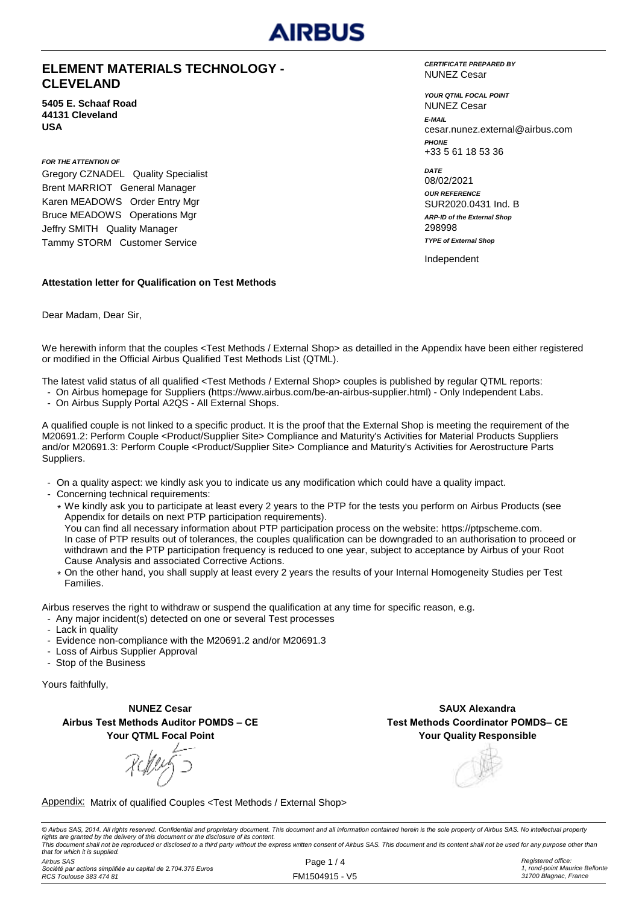AIRBUS

## ELEMENT MATERIALS TECHNOLOGY - CLEVELAND

**5405 E. Schaaf Road**
**44131 Cleveland**
**USA**

***FOR THE ATTENTION OF***

Gregory CZNADEL   Quality Specialist
Brent MARRIOT   General Manager
Karen MEADOWS   Order Entry Mgr
Bruce MEADOWS   Operations Mgr
Jeffry SMITH   Quality Manager
Tammy STORM   Customer Service

***CERTIFICATE PREPARED BY***
NUNEZ Cesar

***YOUR QTML FOCAL POINT***
NUNEZ Cesar

***E-MAIL***
cesar.nunez.external@airbus.com

***PHONE***
+33 5 61 18 53 36

***DATE***
08/02/2021

***OUR REFERENCE***
SUR2020.0431 Ind. B

***ARP-ID of the External Shop***
298998

***TYPE of External Shop***
Independent

**Attestation letter for Qualification on Test Methods**

Dear Madam, Dear Sir,

We herewith inform that the couples <Test Methods / External Shop> as detailled in the Appendix have been either registered or modified in the Official Airbus Qualified Test Methods List (QTML).

The latest valid status of all qualified <Test Methods / External Shop> couples is published by regular QTML reports:

- On Airbus homepage for Suppliers (https://www.airbus.com/be-an-airbus-supplier.html) - Only Independent Labs.
- On Airbus Supply Portal A2QS - All External Shops.

A qualified couple is not linked to a specific product. It is the proof that the External Shop is meeting the requirement of the M20691.2: Perform Couple <Product/Supplier Site> Compliance and Maturity's Activities for Material Products Suppliers and/or M20691.3: Perform Couple <Product/Supplier Site> Compliance and Maturity's Activities for Aerostructure Parts Suppliers.

- On a quality aspect: we kindly ask you to indicate us any modification which could have a quality impact.
- Concerning technical requirements:
  - We kindly ask you to participate at least every 2 years to the PTP for the tests you perform on Airbus Products (see Appendix for details on next PTP participation requirements).
    You can find all necessary information about PTP participation process on the website: https://ptpscheme.com.
    In case of PTP results out of tolerances, the couples qualification can be downgraded to an authorisation to proceed or withdrawn and the PTP participation frequency is reduced to one year, subject to acceptance by Airbus of your Root Cause Analysis and associated Corrective Actions.
  - On the other hand, you shall supply at least every 2 years the results of your Internal Homogeneity Studies per Test Families.

Airbus reserves the right to withdraw or suspend the qualification at any time for specific reason, e.g.

- Any major incident(s) detected on one or several Test processes
- Lack in quality
- Evidence non-compliance with the M20691.2 and/or M20691.3
- Loss of Airbus Supplier Approval
- Stop of the Business

Yours faithfully,

**NUNEZ Cesar**
**Airbus Test Methods Auditor POMDS – CE**
**Your QTML Focal Point**

**SAUX Alexandra**
**Test Methods Coordinator POMDS– CE**
**Your Quality Responsible**

Appendix: Matrix of qualified Couples <Test Methods / External Shop>

*© Airbus SAS, 2014. All rights reserved. Confidential and proprietary document. This document and all information contained herein is the sole property of Airbus SAS. No intellectual property rights are granted by the delivery of this document or the disclosure of its content.*
*This document shall not be reproduced or disclosed to a third party without the express written consent of Airbus SAS. This document and its content shall not be used for any purpose other than that for which it is supplied.*

*Airbus SAS*
*Société par actions simplifiée au capital de 2.704.375 Euros*
*RCS Toulouse 383 474 81*

FM1504915 - V5

*Registered office:*
*1, rond-point Maurice Bellonte*
*31700 Blagnac, France*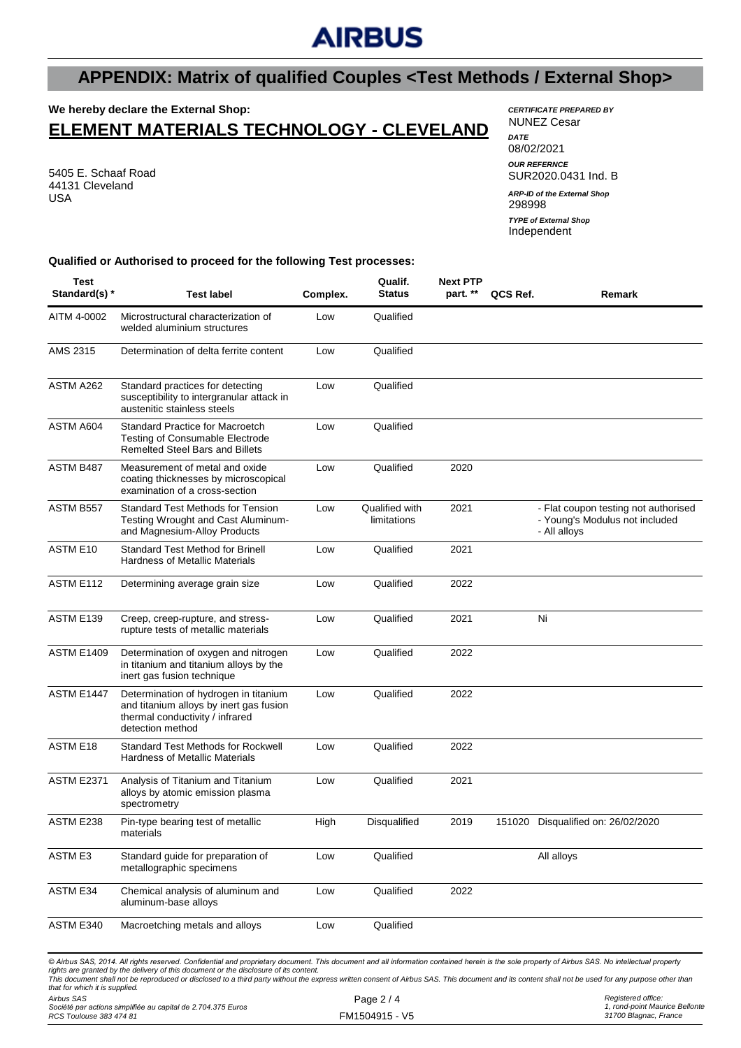AIRBUS

## APPENDIX: Matrix of qualified Couples <Test Methods / External Shop>

**We hereby declare the External Shop:**

# ELEMENT MATERIALS TECHNOLOGY - CLEVELAND

5405 E. Schaaf Road
44131 Cleveland
USA

*CERTIFICATE PREPARED BY*
NUNEZ Cesar

*DATE*
08/02/2021

*OUR REFERNCE*
SUR2020.0431 Ind. B

*ARP-ID of the External Shop*
298998

*TYPE of External Shop*
Independent

**Qualified or Authorised to proceed for the following Test processes:**

| Test Standard(s) * | Test label | Complex. | Qualif. Status | Next PTP part. ** | QCS Ref. | Remark |
|---|---|---|---|---|---|---|
| AITM 4-0002 | Microstructural characterization of welded aluminium structures | Low | Qualified | | | |
| AMS 2315 | Determination of delta ferrite content | Low | Qualified | | | |
| ASTM A262 | Standard practices for detecting susceptibility to intergranular attack in austenitic stainless steels | Low | Qualified | | | |
| ASTM A604 | Standard Practice for Macroetch Testing of Consumable Electrode Remelted Steel Bars and Billets | Low | Qualified | | | |
| ASTM B487 | Measurement of metal and oxide coating thicknesses by microscopical examination of a cross-section | Low | Qualified | 2020 | | |
| ASTM B557 | Standard Test Methods for Tension Testing Wrought and Cast Aluminum- and Magnesium-Alloy Products | Low | Qualified with limitations | 2021 | | - Flat coupon testing not authorised<br>- Young's Modulus not included<br>- All alloys |
| ASTM E10 | Standard Test Method for Brinell Hardness of Metallic Materials | Low | Qualified | 2021 | | |
| ASTM E112 | Determining average grain size | Low | Qualified | 2022 | | |
| ASTM E139 | Creep, creep-rupture, and stress-rupture tests of metallic materials | Low | Qualified | 2021 | | Ni |
| ASTM E1409 | Determination of oxygen and nitrogen in titanium and titanium alloys by the inert gas fusion technique | Low | Qualified | 2022 | | |
| ASTM E1447 | Determination of hydrogen in titanium and titanium alloys by inert gas fusion thermal conductivity / infrared detection method | Low | Qualified | 2022 | | |
| ASTM E18 | Standard Test Methods for Rockwell Hardness of Metallic Materials | Low | Qualified | 2022 | | |
| ASTM E2371 | Analysis of Titanium and Titanium alloys by atomic emission plasma spectrometry | Low | Qualified | 2021 | | |
| ASTM E238 | Pin-type bearing test of metallic materials | High | Disqualified | 2019 | 151020 | Disqualified on: 26/02/2020 |
| ASTM E3 | Standard guide for preparation of metallographic specimens | Low | Qualified | | | All alloys |
| ASTM E34 | Chemical analysis of aluminum and aluminum-base alloys | Low | Qualified | 2022 | | |
| ASTM E340 | Macroetching metals and alloys | Low | Qualified | | | |

*© Airbus SAS, 2014. All rights reserved. Confidential and proprietary document. This document and all information contained herein is the sole property of Airbus SAS. No intellectual property rights are granted by the delivery of this document or the disclosure of its content. This document shall not be reproduced or disclosed to a third party without the express written consent of Airbus SAS. This document and its content shall not be used for any purpose other than that for which it is supplied.*

*Airbus SAS*
*Société par actions simplifiée au capital de 2.704.375 Euros*
*RCS Toulouse 383 474 81*

FM1504915 - V5

*Registered office:*
*1, rond-point Maurice Bellonte*
*31700 Blagnac, France*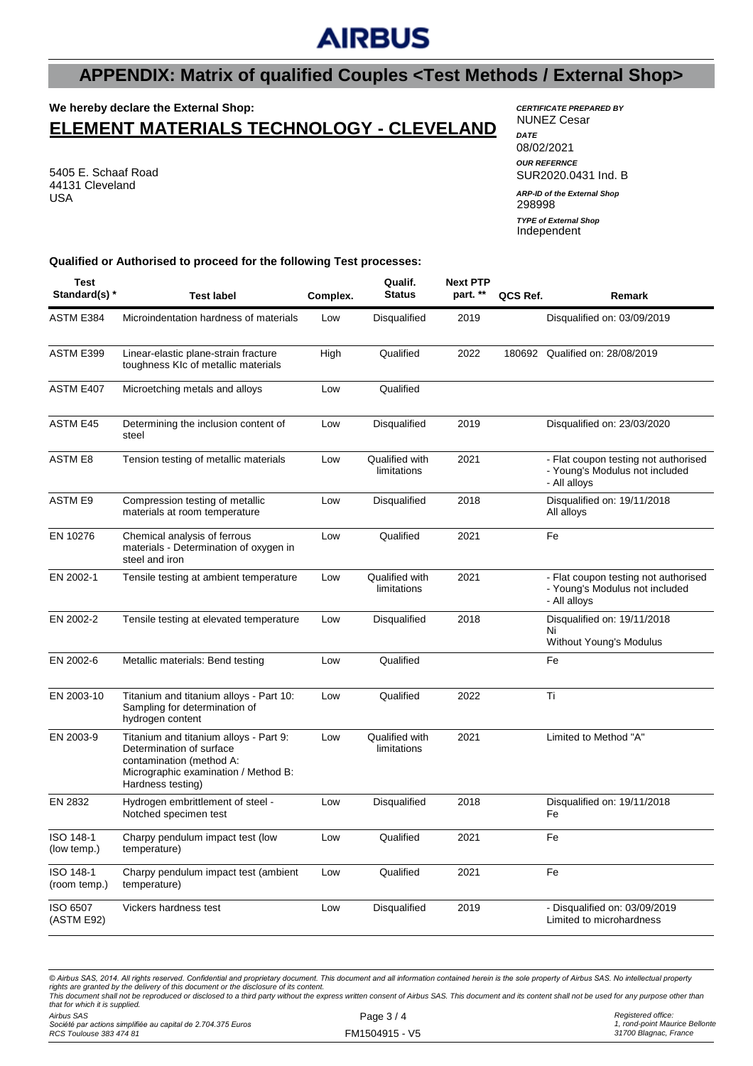AIRBUS

# APPENDIX: Matrix of qualified Couples <Test Methods / External Shop>

**We hereby declare the External Shop:**

## ELEMENT MATERIALS TECHNOLOGY - CLEVELAND

5405 E. Schaaf Road
44131 Cleveland
USA

***CERTIFICATE PREPARED BY***
NUNEZ Cesar

***DATE***
08/02/2021

***OUR REFERNCE***
SUR2020.0431 Ind. B

***ARP-ID of the External Shop***
298998

***TYPE of External Shop***
Independent

**Qualified or Authorised to proceed for the following Test processes:**

| Test Standard(s) * | Test label | Complex. | Qualif. Status | Next PTP part. ** | QCS Ref. | Remark |
|---|---|---|---|---|---|---|
| ASTM E384 | Microindentation hardness of materials | Low | Disqualified | 2019 | | Disqualified on: 03/09/2019 |
| ASTM E399 | Linear-elastic plane-strain fracture toughness KIc of metallic materials | High | Qualified | 2022 | 180692 | Qualified on: 28/08/2019 |
| ASTM E407 | Microetching metals and alloys | Low | Qualified | | | |
| ASTM E45 | Determining the inclusion content of steel | Low | Disqualified | 2019 | | Disqualified on: 23/03/2020 |
| ASTM E8 | Tension testing of metallic materials | Low | Qualified with limitations | 2021 | | - Flat coupon testing not authorised<br>- Young's Modulus not included<br>- All alloys |
| ASTM E9 | Compression testing of metallic materials at room temperature | Low | Disqualified | 2018 | | Disqualified on: 19/11/2018<br>All alloys |
| EN 10276 | Chemical analysis of ferrous materials - Determination of oxygen in steel and iron | Low | Qualified | 2021 | | Fe |
| EN 2002-1 | Tensile testing at ambient temperature | Low | Qualified with limitations | 2021 | | - Flat coupon testing not authorised<br>- Young's Modulus not included<br>- All alloys |
| EN 2002-2 | Tensile testing at elevated temperature | Low | Disqualified | 2018 | | Disqualified on: 19/11/2018<br>Ni<br>Without Young's Modulus |
| EN 2002-6 | Metallic materials: Bend testing | Low | Qualified | | | Fe |
| EN 2003-10 | Titanium and titanium alloys - Part 10: Sampling for determination of hydrogen content | Low | Qualified | 2022 | | Ti |
| EN 2003-9 | Titanium and titanium alloys - Part 9: Determination of surface contamination (method A: Micrographic examination / Method B: Hardness testing) | Low | Qualified with limitations | 2021 | | Limited to Method "A" |
| EN 2832 | Hydrogen embrittlement of steel - Notched specimen test | Low | Disqualified | 2018 | | Disqualified on: 19/11/2018<br>Fe |
| ISO 148-1 (low temp.) | Charpy pendulum impact test (low temperature) | Low | Qualified | 2021 | | Fe |
| ISO 148-1 (room temp.) | Charpy pendulum impact test (ambient temperature) | Low | Qualified | 2021 | | Fe |
| ISO 6507 (ASTM E92) | Vickers hardness test | Low | Disqualified | 2019 | | - Disqualified on: 03/09/2019<br>Limited to microhardness |

*© Airbus SAS, 2014. All rights reserved. Confidential and proprietary document. This document and all information contained herein is the sole property of Airbus SAS. No intellectual property rights are granted by the delivery of this document or the disclosure of its content.*
*This document shall not be reproduced or disclosed to a third party without the express written consent of Airbus SAS. This document and its content shall not be used for any purpose other than that for which it is supplied.*

*Airbus SAS*
*Société par actions simplifiée au capital de 2.704.375 Euros*
*RCS Toulouse 383 474 81*

FM1504915 - V5

*Registered office:*
*1, rond-point Maurice Bellonte*
*31700 Blagnac, France*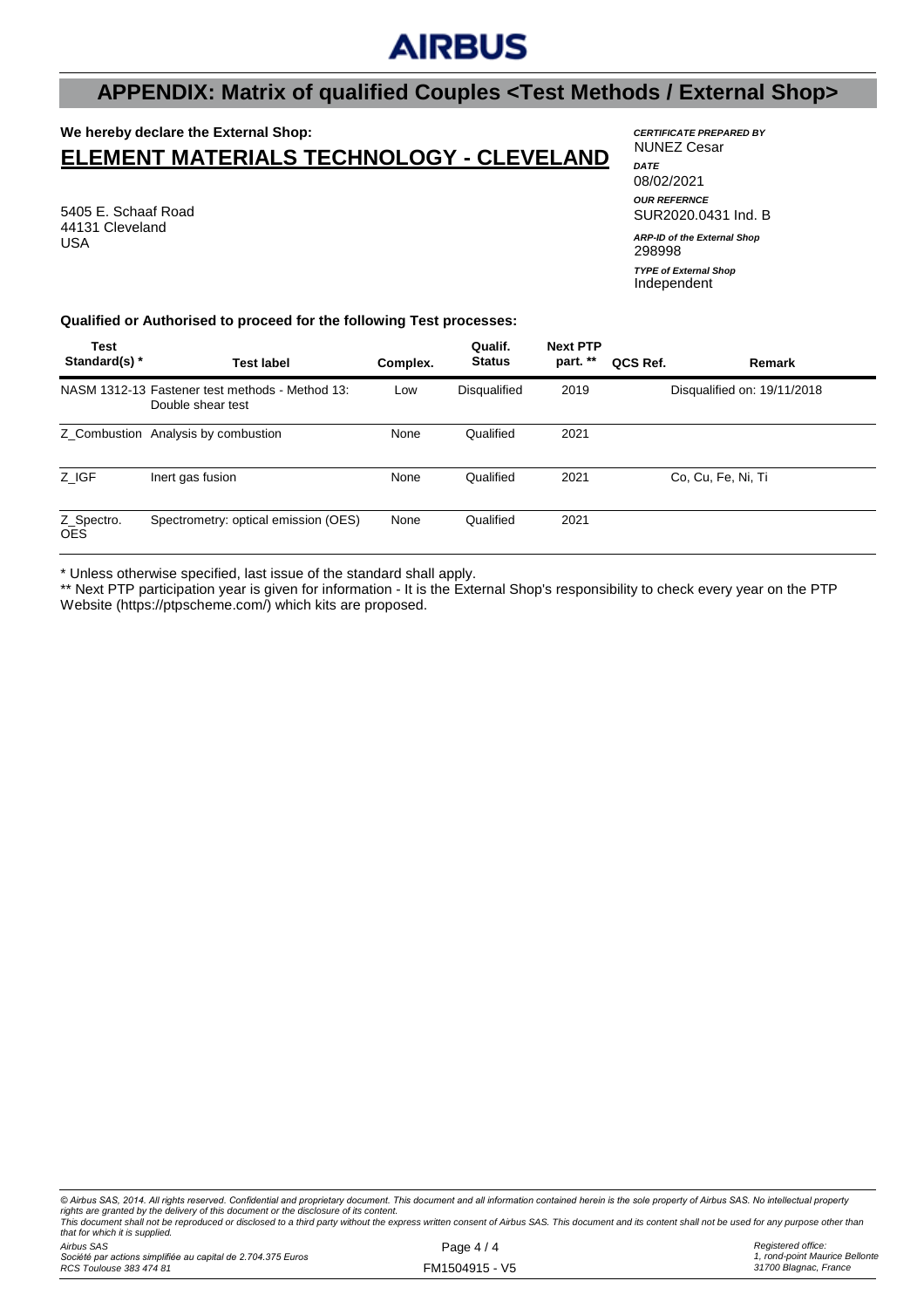# APPENDIX: Matrix of qualified Couples <Test Methods / External Shop>

**We hereby declare the External Shop:**

## ELEMENT MATERIALS TECHNOLOGY - CLEVELAND

5405 E. Schaaf Road
44131 Cleveland
USA

***CERTIFICATE PREPARED BY***
NUNEZ Cesar

***DATE***
08/02/2021

***OUR REFERNCE***
SUR2020.0431 Ind. B

***ARP-ID of the External Shop***
298998

***TYPE of External Shop***
Independent

**Qualified or Authorised to proceed for the following Test processes:**

| Test Standard(s) * | Test label | Complex. | Qualif. Status | Next PTP part. ** | QCS Ref. | Remark |
|---|---|---|---|---|---|---|
| NASM 1312-13 | Fastener test methods - Method 13: Double shear test | Low | Disqualified | 2019 | | Disqualified on: 19/11/2018 |
| Z_Combustion | Analysis by combustion | None | Qualified | 2021 | | |
| Z_IGF | Inert gas fusion | None | Qualified | 2021 | | Co, Cu, Fe, Ni, Ti |
| Z_Spectro. OES | Spectrometry: optical emission (OES) | None | Qualified | 2021 | | |

\* Unless otherwise specified, last issue of the standard shall apply.

\*\* Next PTP participation year is given for information - It is the External Shop's responsibility to check every year on the PTP Website (https://ptpscheme.com/) which kits are proposed.

*© Airbus SAS, 2014. All rights reserved. Confidential and proprietary document. This document and all information contained herein is the sole property of Airbus SAS. No intellectual property rights are granted by the delivery of this document or the disclosure of its content.*
*This document shall not be reproduced or disclosed to a third party without the express written consent of Airbus SAS. This document and its content shall not be used for any purpose other than that for which it is supplied.*

*Airbus SAS*
*Société par actions simplifiée au capital de 2.704.375 Euros*
*RCS Toulouse 383 474 81*

FM1504915 - V5

*Registered office:*
*1, rond-point Maurice Bellonte*
*31700 Blagnac, France*